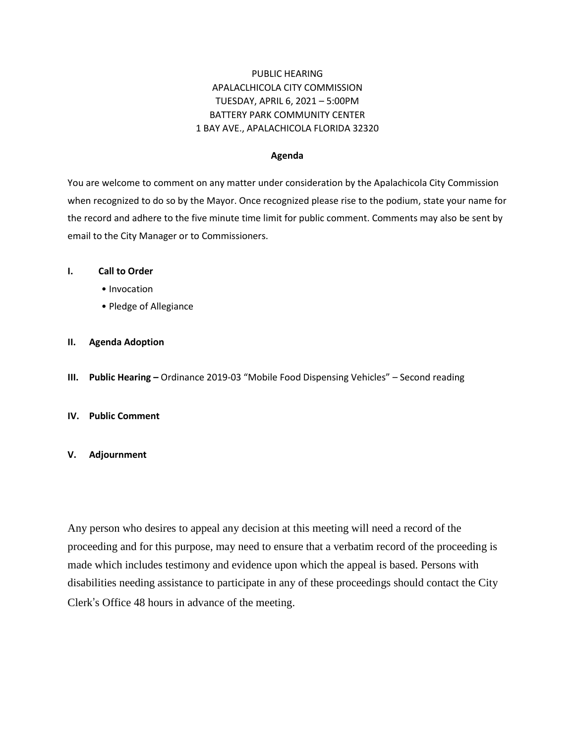PUBLIC HEARING
APALACLHICOLA CITY COMMISSION
TUESDAY, APRIL 6, 2021 – 5:00PM
BATTERY PARK COMMUNITY CENTER
1 BAY AVE., APALACHICOLA FLORIDA 32320

**Agenda**

You are welcome to comment on any matter under consideration by the Apalachicola City Commission when recognized to do so by the Mayor. Once recognized please rise to the podium, state your name for the record and adhere to the five minute time limit for public comment. Comments may also be sent by email to the City Manager or to Commissioners.

**I. Call to Order**

- Invocation
- Pledge of Allegiance

**II. Agenda Adoption**

**III. Public Hearing –** Ordinance 2019-03 "Mobile Food Dispensing Vehicles" – Second reading

**IV. Public Comment**

**V. Adjournment**

Any person who desires to appeal any decision at this meeting will need a record of the proceeding and for this purpose, may need to ensure that a verbatim record of the proceeding is made which includes testimony and evidence upon which the appeal is based. Persons with disabilities needing assistance to participate in any of these proceedings should contact the City Clerk's Office 48 hours in advance of the meeting.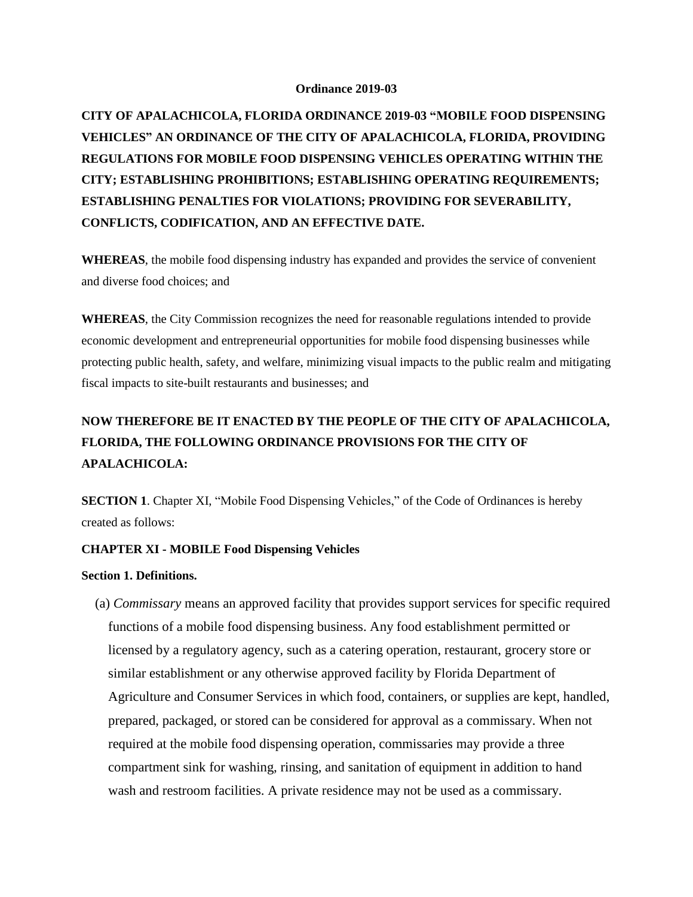**Ordinance 2019-03**

**CITY OF APALACHICOLA, FLORIDA ORDINANCE 2019-03 "MOBILE FOOD DISPENSING VEHICLES" AN ORDINANCE OF THE CITY OF APALACHICOLA, FLORIDA, PROVIDING REGULATIONS FOR MOBILE FOOD DISPENSING VEHICLES OPERATING WITHIN THE CITY; ESTABLISHING PROHIBITIONS; ESTABLISHING OPERATING REQUIREMENTS; ESTABLISHING PENALTIES FOR VIOLATIONS; PROVIDING FOR SEVERABILITY, CONFLICTS, CODIFICATION, AND AN EFFECTIVE DATE.**

**WHEREAS**, the mobile food dispensing industry has expanded and provides the service of convenient and diverse food choices; and

**WHEREAS**, the City Commission recognizes the need for reasonable regulations intended to provide economic development and entrepreneurial opportunities for mobile food dispensing businesses while protecting public health, safety, and welfare, minimizing visual impacts to the public realm and mitigating fiscal impacts to site-built restaurants and businesses; and

**NOW THEREFORE BE IT ENACTED BY THE PEOPLE OF THE CITY OF APALACHICOLA, FLORIDA, THE FOLLOWING ORDINANCE PROVISIONS FOR THE CITY OF APALACHICOLA:**

**SECTION 1**. Chapter XI, "Mobile Food Dispensing Vehicles," of the Code of Ordinances is hereby created as follows:

**CHAPTER XI - MOBILE Food Dispensing Vehicles**

**Section 1. Definitions.**

(a) *Commissary* means an approved facility that provides support services for specific required functions of a mobile food dispensing business. Any food establishment permitted or licensed by a regulatory agency, such as a catering operation, restaurant, grocery store or similar establishment or any otherwise approved facility by Florida Department of Agriculture and Consumer Services in which food, containers, or supplies are kept, handled, prepared, packaged, or stored can be considered for approval as a commissary. When not required at the mobile food dispensing operation, commissaries may provide a three compartment sink for washing, rinsing, and sanitation of equipment in addition to hand wash and restroom facilities. A private residence may not be used as a commissary.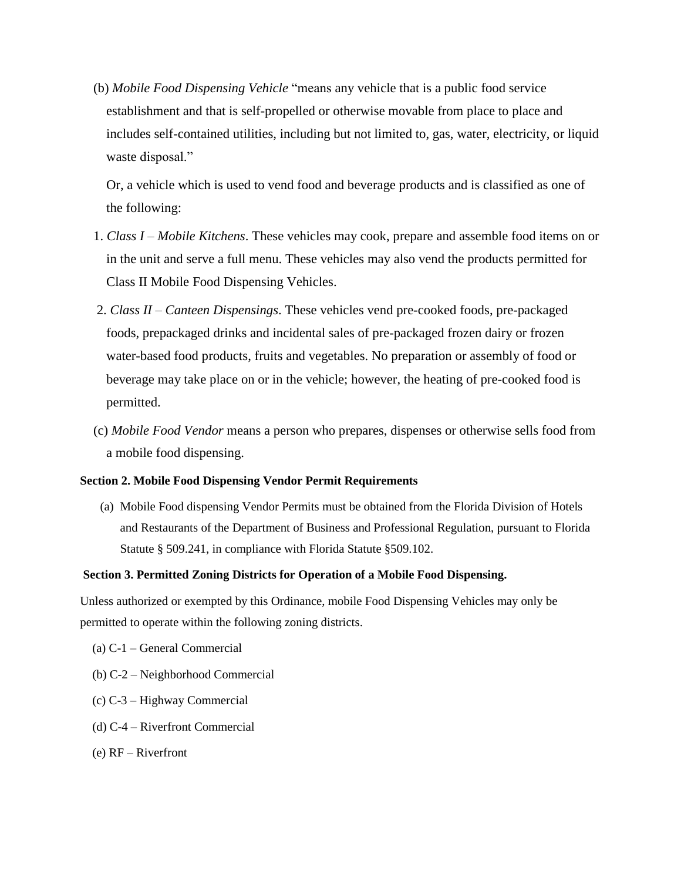(b) *Mobile Food Dispensing Vehicle* "means any vehicle that is a public food service establishment and that is self-propelled or otherwise movable from place to place and includes self-contained utilities, including but not limited to, gas, water, electricity, or liquid waste disposal."

Or, a vehicle which is used to vend food and beverage products and is classified as one of the following:

1. *Class I – Mobile Kitchens*. These vehicles may cook, prepare and assemble food items on or in the unit and serve a full menu. These vehicles may also vend the products permitted for Class II Mobile Food Dispensing Vehicles.
2. *Class II – Canteen Dispensings*. These vehicles vend pre-cooked foods, pre-packaged foods, prepackaged drinks and incidental sales of pre-packaged frozen dairy or frozen water-based food products, fruits and vegetables. No preparation or assembly of food or beverage may take place on or in the vehicle; however, the heating of pre-cooked food is permitted.

(c) *Mobile Food Vendor* means a person who prepares, dispenses or otherwise sells food from a mobile food dispensing.

**Section 2. Mobile Food Dispensing Vendor Permit Requirements**

(a) Mobile Food dispensing Vendor Permits must be obtained from the Florida Division of Hotels and Restaurants of the Department of Business and Professional Regulation, pursuant to Florida Statute § 509.241, in compliance with Florida Statute §509.102.

**Section 3. Permitted Zoning Districts for Operation of a Mobile Food Dispensing.**

Unless authorized or exempted by this Ordinance, mobile Food Dispensing Vehicles may only be permitted to operate within the following zoning districts.

(a) C-1 – General Commercial

(b) C-2 – Neighborhood Commercial

(c) C-3 – Highway Commercial

(d) C-4 – Riverfront Commercial

(e) RF – Riverfront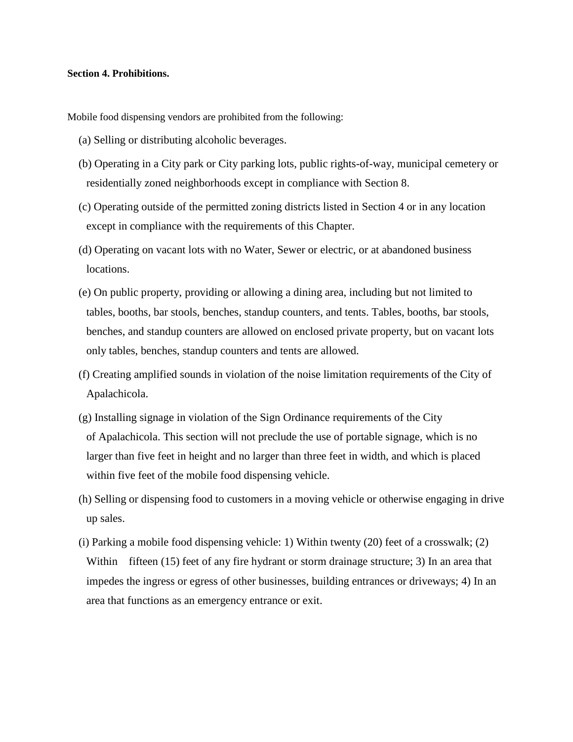**Section 4. Prohibitions.**

Mobile food dispensing vendors are prohibited from the following:

(a) Selling or distributing alcoholic beverages.

(b) Operating in a City park or City parking lots, public rights-of-way, municipal cemetery or residentially zoned neighborhoods except in compliance with Section 8.

(c) Operating outside of the permitted zoning districts listed in Section 4 or in any location except in compliance with the requirements of this Chapter.

(d) Operating on vacant lots with no Water, Sewer or electric, or at abandoned business locations.

(e) On public property, providing or allowing a dining area, including but not limited to tables, booths, bar stools, benches, standup counters, and tents. Tables, booths, bar stools, benches, and standup counters are allowed on enclosed private property, but on vacant lots only tables, benches, standup counters and tents are allowed.

(f) Creating amplified sounds in violation of the noise limitation requirements of the City of Apalachicola.

(g) Installing signage in violation of the Sign Ordinance requirements of the City of Apalachicola. This section will not preclude the use of portable signage, which is no larger than five feet in height and no larger than three feet in width, and which is placed within five feet of the mobile food dispensing vehicle.

(h) Selling or dispensing food to customers in a moving vehicle or otherwise engaging in drive up sales.

(i) Parking a mobile food dispensing vehicle: 1) Within twenty (20) feet of a crosswalk; (2) Within fifteen (15) feet of any fire hydrant or storm drainage structure; 3) In an area that impedes the ingress or egress of other businesses, building entrances or driveways; 4) In an area that functions as an emergency entrance or exit.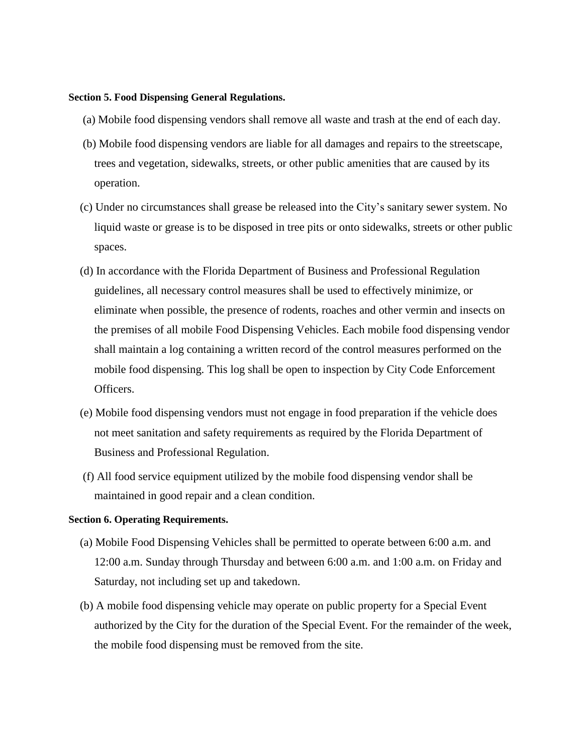**Section 5. Food Dispensing General Regulations.**

(a) Mobile food dispensing vendors shall remove all waste and trash at the end of each day.

(b) Mobile food dispensing vendors are liable for all damages and repairs to the streetscape, trees and vegetation, sidewalks, streets, or other public amenities that are caused by its operation.

(c) Under no circumstances shall grease be released into the City's sanitary sewer system. No liquid waste or grease is to be disposed in tree pits or onto sidewalks, streets or other public spaces.

(d) In accordance with the Florida Department of Business and Professional Regulation guidelines, all necessary control measures shall be used to effectively minimize, or eliminate when possible, the presence of rodents, roaches and other vermin and insects on the premises of all mobile Food Dispensing Vehicles. Each mobile food dispensing vendor shall maintain a log containing a written record of the control measures performed on the mobile food dispensing. This log shall be open to inspection by City Code Enforcement Officers.

(e) Mobile food dispensing vendors must not engage in food preparation if the vehicle does not meet sanitation and safety requirements as required by the Florida Department of Business and Professional Regulation.

(f) All food service equipment utilized by the mobile food dispensing vendor shall be maintained in good repair and a clean condition.

**Section 6. Operating Requirements.**

(a) Mobile Food Dispensing Vehicles shall be permitted to operate between 6:00 a.m. and 12:00 a.m. Sunday through Thursday and between 6:00 a.m. and 1:00 a.m. on Friday and Saturday, not including set up and takedown.

(b) A mobile food dispensing vehicle may operate on public property for a Special Event authorized by the City for the duration of the Special Event. For the remainder of the week, the mobile food dispensing must be removed from the site.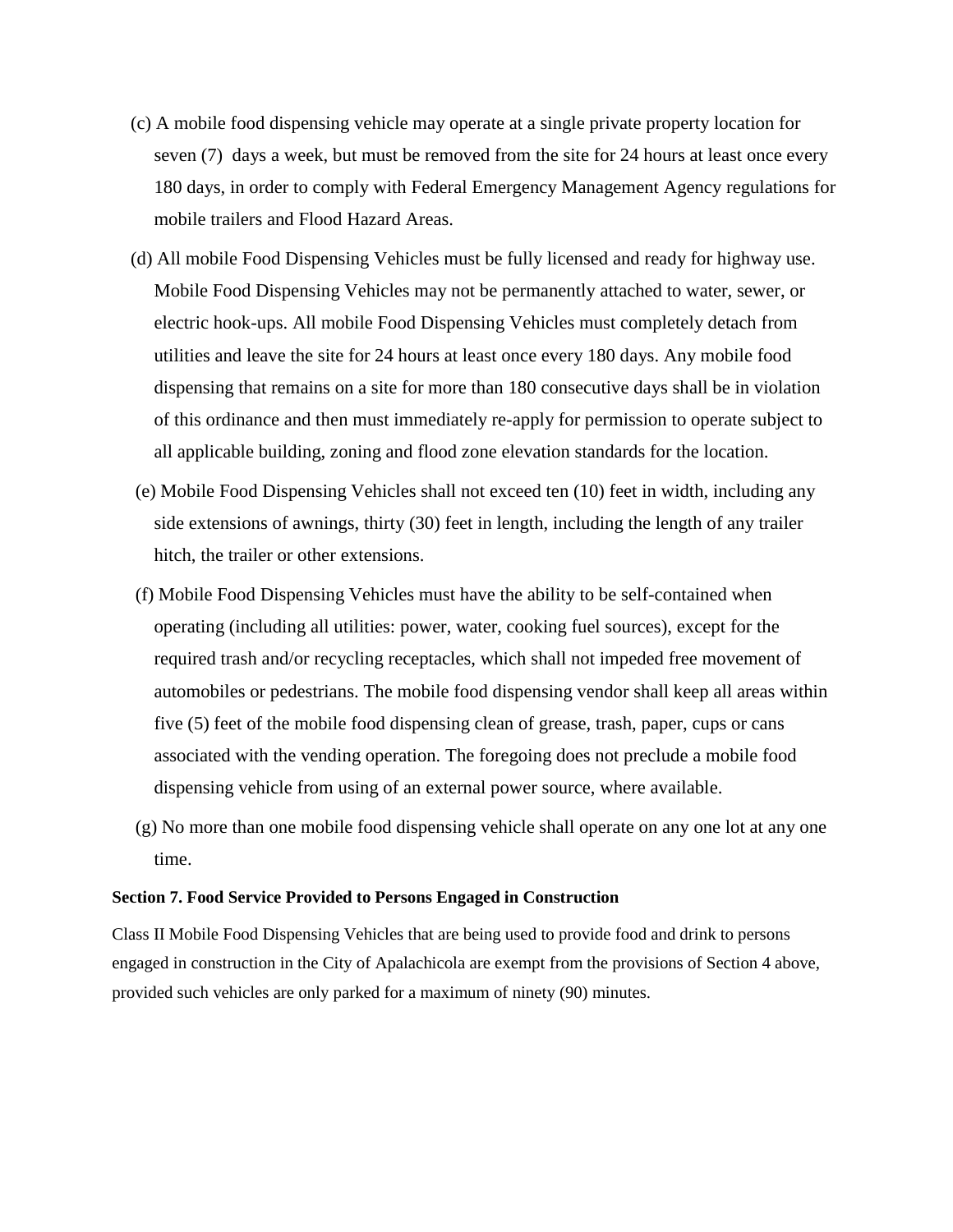(c) A mobile food dispensing vehicle may operate at a single private property location for seven (7) days a week, but must be removed from the site for 24 hours at least once every 180 days, in order to comply with Federal Emergency Management Agency regulations for mobile trailers and Flood Hazard Areas.

(d) All mobile Food Dispensing Vehicles must be fully licensed and ready for highway use. Mobile Food Dispensing Vehicles may not be permanently attached to water, sewer, or electric hook-ups. All mobile Food Dispensing Vehicles must completely detach from utilities and leave the site for 24 hours at least once every 180 days. Any mobile food dispensing that remains on a site for more than 180 consecutive days shall be in violation of this ordinance and then must immediately re-apply for permission to operate subject to all applicable building, zoning and flood zone elevation standards for the location.

(e) Mobile Food Dispensing Vehicles shall not exceed ten (10) feet in width, including any side extensions of awnings, thirty (30) feet in length, including the length of any trailer hitch, the trailer or other extensions.

(f) Mobile Food Dispensing Vehicles must have the ability to be self-contained when operating (including all utilities: power, water, cooking fuel sources), except for the required trash and/or recycling receptacles, which shall not impeded free movement of automobiles or pedestrians. The mobile food dispensing vendor shall keep all areas within five (5) feet of the mobile food dispensing clean of grease, trash, paper, cups or cans associated with the vending operation. The foregoing does not preclude a mobile food dispensing vehicle from using of an external power source, where available.

(g) No more than one mobile food dispensing vehicle shall operate on any one lot at any one time.

**Section 7. Food Service Provided to Persons Engaged in Construction**

Class II Mobile Food Dispensing Vehicles that are being used to provide food and drink to persons engaged in construction in the City of Apalachicola are exempt from the provisions of Section 4 above, provided such vehicles are only parked for a maximum of ninety (90) minutes.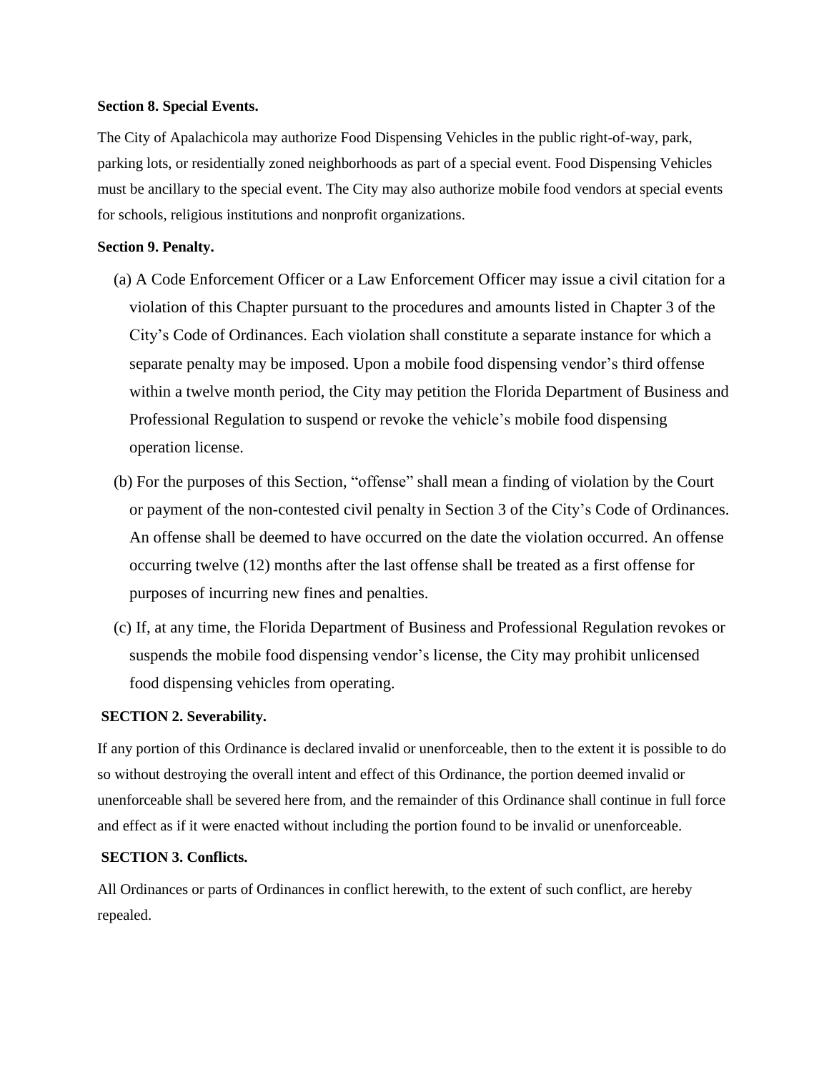**Section 8. Special Events.**

The City of Apalachicola may authorize Food Dispensing Vehicles in the public right-of-way, park, parking lots, or residentially zoned neighborhoods as part of a special event. Food Dispensing Vehicles must be ancillary to the special event. The City may also authorize mobile food vendors at special events for schools, religious institutions and nonprofit organizations.

**Section 9. Penalty.**

(a) A Code Enforcement Officer or a Law Enforcement Officer may issue a civil citation for a violation of this Chapter pursuant to the procedures and amounts listed in Chapter 3 of the City's Code of Ordinances. Each violation shall constitute a separate instance for which a separate penalty may be imposed. Upon a mobile food dispensing vendor's third offense within a twelve month period, the City may petition the Florida Department of Business and Professional Regulation to suspend or revoke the vehicle's mobile food dispensing operation license.

(b) For the purposes of this Section, "offense" shall mean a finding of violation by the Court or payment of the non-contested civil penalty in Section 3 of the City's Code of Ordinances. An offense shall be deemed to have occurred on the date the violation occurred. An offense occurring twelve (12) months after the last offense shall be treated as a first offense for purposes of incurring new fines and penalties.

(c) If, at any time, the Florida Department of Business and Professional Regulation revokes or suspends the mobile food dispensing vendor's license, the City may prohibit unlicensed food dispensing vehicles from operating.

**SECTION 2. Severability.**

If any portion of this Ordinance is declared invalid or unenforceable, then to the extent it is possible to do so without destroying the overall intent and effect of this Ordinance, the portion deemed invalid or unenforceable shall be severed here from, and the remainder of this Ordinance shall continue in full force and effect as if it were enacted without including the portion found to be invalid or unenforceable.

**SECTION 3. Conflicts.**

All Ordinances or parts of Ordinances in conflict herewith, to the extent of such conflict, are hereby repealed.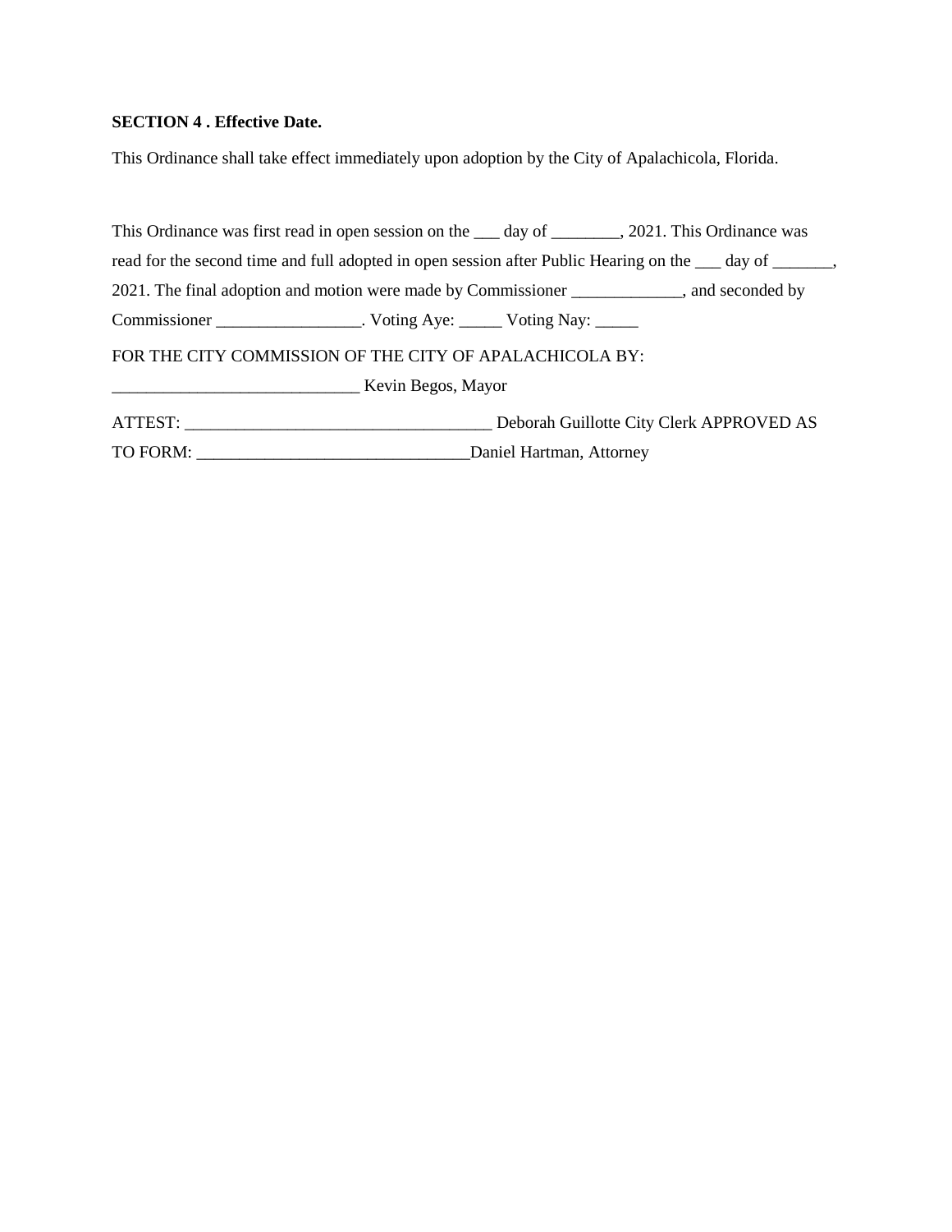**SECTION 4 . Effective Date.**

This Ordinance shall take effect immediately upon adoption by the City of Apalachicola, Florida.

This Ordinance was first read in open session on the ___ day of ________, 2021. This Ordinance was read for the second time and full adopted in open session after Public Hearing on the ___ day of _______, 2021. The final adoption and motion were made by Commissioner _____________, and seconded by Commissioner _________________. Voting Aye: _____ Voting Nay: _____

FOR THE CITY COMMISSION OF THE CITY OF APALACHICOLA BY:

_____________________________ Kevin Begos, Mayor

ATTEST: ____________________________________ Deborah Guillotte City Clerk APPROVED AS TO FORM: ________________________________Daniel Hartman, Attorney